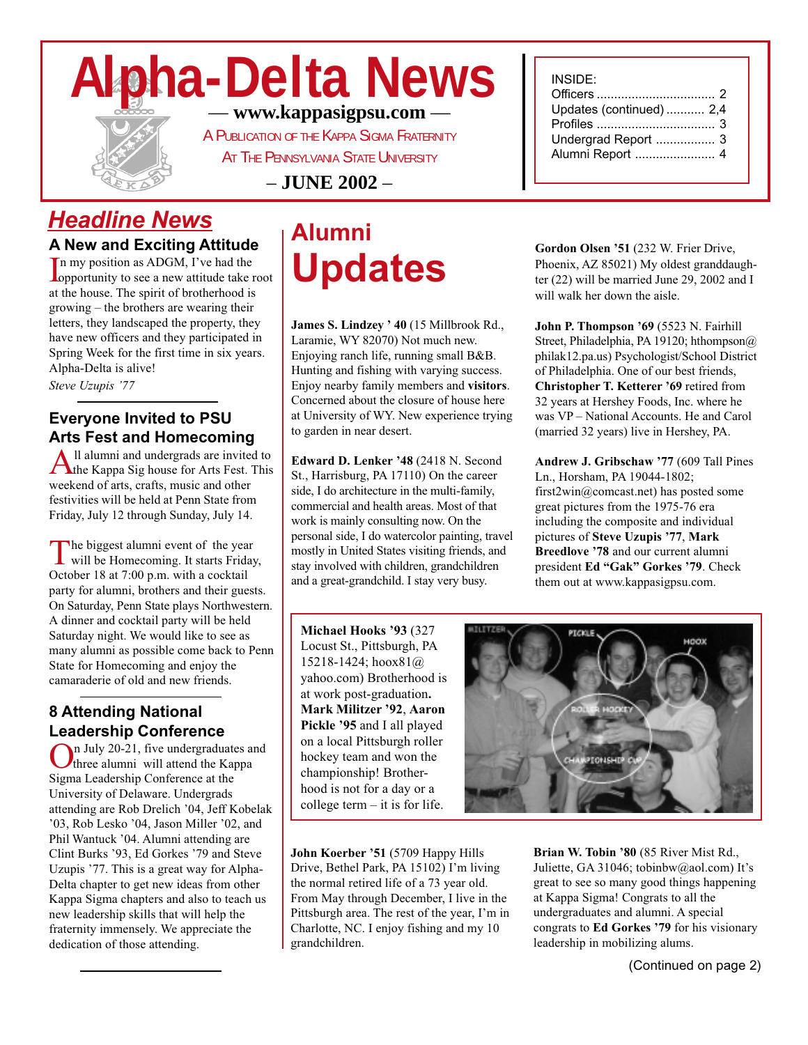# Alpha-Delta News

— www.kappasigpsu.com —

A Publication of the Kappa Sigma Fraternity
At The Pennsylvania State University

– JUNE 2002 –

INSIDE:
Officers ................................. 2
Updates (continued) ........... 2,4
Profiles ................................. 3
Undergrad Report ................. 3
Alumni Report ....................... 4

## Headline News

### A New and Exciting Attitude

In my position as ADGM, I've had the opportunity to see a new attitude take root at the house. The spirit of brotherhood is growing – the brothers are wearing their letters, they landscaped the property, they have new officers and they participated in Spring Week for the first time in six years. Alpha-Delta is alive!

*Steve Uzupis '77*

### Everyone Invited to PSU Arts Fest and Homecoming

All alumni and undergrads are invited to the Kappa Sig house for Arts Fest. This weekend of arts, crafts, music and other festivities will be held at Penn State from Friday, July 12 through Sunday, July 14.

The biggest alumni event of the year will be Homecoming. It starts Friday, October 18 at 7:00 p.m. with a cocktail party for alumni, brothers and their guests. On Saturday, Penn State plays Northwestern. A dinner and cocktail party will be held Saturday night. We would like to see as many alumni as possible come back to Penn State for Homecoming and enjoy the camaraderie of old and new friends.

### 8 Attending National Leadership Conference

On July 20-21, five undergraduates and three alumni will attend the Kappa Sigma Leadership Conference at the University of Delaware. Undergrads attending are Rob Drelich '04, Jeff Kobelak '03, Rob Lesko '04, Jason Miller '02, and Phil Wantuck '04. Alumni attending are Clint Burks '93, Ed Gorkes '79 and Steve Uzupis '77. This is a great way for Alpha-Delta chapter to get new ideas from other Kappa Sigma chapters and also to teach us new leadership skills that will help the fraternity immensely. We appreciate the dedication of those attending.

## Alumni Updates

**James S. Lindzey ' 40** (15 Millbrook Rd., Laramie, WY 82070) Not much new. Enjoying ranch life, running small B&B. Hunting and fishing with varying success. Enjoy nearby family members and **visitors**. Concerned about the closure of house here at University of WY. New experience trying to garden in near desert.

**Edward D. Lenker '48** (2418 N. Second St., Harrisburg, PA 17110) On the career side, I do architecture in the multi-family, commercial and health areas. Most of that work is mainly consulting now. On the personal side, I do watercolor painting, travel mostly in United States visiting friends, and stay involved with children, grandchildren and a great-grandchild. I stay very busy.

**Gordon Olsen '51** (232 W. Frier Drive, Phoenix, AZ 85021) My oldest granddaughter (22) will be married June 29, 2002 and I will walk her down the aisle.

**John P. Thompson '69** (5523 N. Fairhill Street, Philadelphia, PA 19120; hthompson@philak12.pa.us) Psychologist/School District of Philadelphia. One of our best friends, **Christopher T. Ketterer '69** retired from 32 years at Hershey Foods, Inc. where he was VP – National Accounts. He and Carol (married 32 years) live in Hershey, PA.

**Andrew J. Gribschaw '77** (609 Tall Pines Ln., Horsham, PA 19044-1802; first2win@comcast.net) has posted some great pictures from the 1975-76 era including the composite and individual pictures of **Steve Uzupis '77**, **Mark Breedlove '78** and our current alumni president **Ed "Gak" Gorkes '79**. Check them out at www.kappasigpsu.com.

**Michael Hooks '93** (327 Locust St., Pittsburgh, PA 15218-1424; hoox81@yahoo.com) Brotherhood is at work post-graduation. **Mark Militzer '92**, **Aaron Pickle '95** and I all played on a local Pittsburgh roller hockey team and won the championship! Brotherhood is not for a day or a college term – it is for life.

**John Koerber '51** (5709 Happy Hills Drive, Bethel Park, PA 15102) I'm living the normal retired life of a 73 year old. From May through December, I live in the Pittsburgh area. The rest of the year, I'm in Charlotte, NC. I enjoy fishing and my 10 grandchildren.

**Brian W. Tobin '80** (85 River Mist Rd., Juliette, GA 31046; tobinbw@aol.com) It's great to see so many good things happening at Kappa Sigma! Congrats to all the undergraduates and alumni. A special congrats to **Ed Gorkes '79** for his visionary leadership in mobilizing alums.

(Continued on page 2)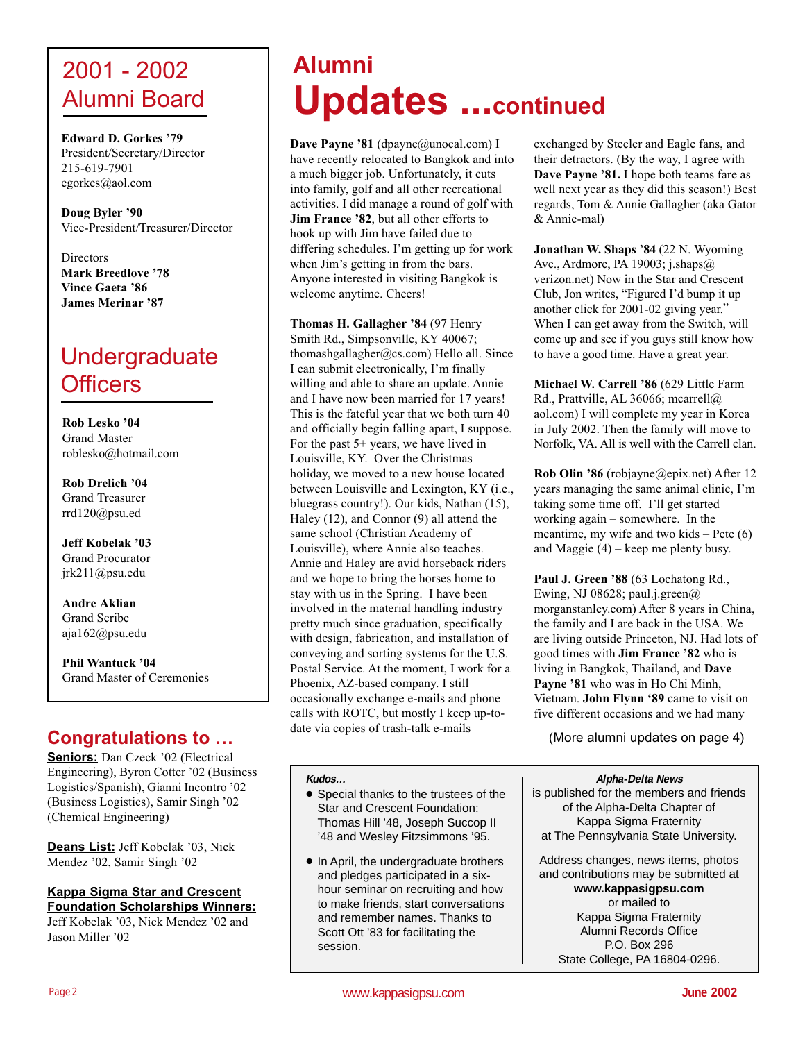## 2001 - 2002 Alumni Board

**Edward D. Gorkes '79**
President/Secretary/Director
215-619-7901
egorkes@aol.com

**Doug Byler '90**
Vice-President/Treasurer/Director

Directors
**Mark Breedlove '78**
**Vince Gaeta '86**
**James Merinar '87**

## Undergraduate Officers

**Rob Lesko '04**
Grand Master
roblesko@hotmail.com

**Rob Drelich '04**
Grand Treasurer
rrd120@psu.ed

**Jeff Kobelak '03**
Grand Procurator
jrk211@psu.edu

**Andre Aklian**
Grand Scribe
aja162@psu.edu

**Phil Wantuck '04**
Grand Master of Ceremonies

## Congratulations to …

**Seniors:** Dan Czeck '02 (Electrical Engineering), Byron Cotter '02 (Business Logistics/Spanish), Gianni Incontro '02 (Business Logistics), Samir Singh '02 (Chemical Engineering)

**Deans List:** Jeff Kobelak '03, Nick Mendez '02, Samir Singh '02

**Kappa Sigma Star and Crescent Foundation Scholarships Winners:** Jeff Kobelak '03, Nick Mendez '02 and Jason Miller '02

# Alumni Updates ...continued

**Dave Payne '81** (dpayne@unocal.com) I have recently relocated to Bangkok and into a much bigger job. Unfortunately, it cuts into family, golf and all other recreational activities. I did manage a round of golf with **Jim France '82**, but all other efforts to hook up with Jim have failed due to differing schedules. I'm getting up for work when Jim's getting in from the bars. Anyone interested in visiting Bangkok is welcome anytime. Cheers!

**Thomas H. Gallagher '84** (97 Henry Smith Rd., Simpsonville, KY 40067; thomashgallagher@cs.com) Hello all. Since I can submit electronically, I'm finally willing and able to share an update. Annie and I have now been married for 17 years! This is the fateful year that we both turn 40 and officially begin falling apart, I suppose. For the past 5+ years, we have lived in Louisville, KY. Over the Christmas holiday, we moved to a new house located between Louisville and Lexington, KY (i.e., bluegrass country!). Our kids, Nathan (15), Haley (12), and Connor (9) all attend the same school (Christian Academy of Louisville), where Annie also teaches. Annie and Haley are avid horseback riders and we hope to bring the horses home to stay with us in the Spring. I have been involved in the material handling industry pretty much since graduation, specifically with design, fabrication, and installation of conveying and sorting systems for the U.S. Postal Service. At the moment, I work for a Phoenix, AZ-based company. I still occasionally exchange e-mails and phone calls with ROTC, but mostly I keep up-to-date via copies of trash-talk e-mails exchanged by Steeler and Eagle fans, and their detractors. (By the way, I agree with **Dave Payne '81.** I hope both teams fare as well next year as they did this season!) Best regards, Tom & Annie Gallagher (aka Gator & Annie-mal)

**Jonathan W. Shaps '84** (22 N. Wyoming Ave., Ardmore, PA 19003; j.shaps@verizon.net) Now in the Star and Crescent Club, Jon writes, "Figured I'd bump it up another click for 2001-02 giving year." When I can get away from the Switch, will come up and see if you guys still know how to have a good time. Have a great year.

**Michael W. Carrell '86** (629 Little Farm Rd., Prattville, AL 36066; mcarrell@aol.com) I will complete my year in Korea in July 2002. Then the family will move to Norfolk, VA. All is well with the Carrell clan.

**Rob Olin '86** (robjayne@epix.net) After 12 years managing the same animal clinic, I'm taking some time off. I'll get started working again – somewhere. In the meantime, my wife and two kids – Pete (6) and Maggie (4) – keep me plenty busy.

**Paul J. Green '88** (63 Lochatong Rd., Ewing, NJ 08628; paul.j.green@morganstanley.com) After 8 years in China, the family and I are back in the USA. We are living outside Princeton, NJ. Had lots of good times with **Jim France '82** who is living in Bangkok, Thailand, and **Dave Payne '81** who was in Ho Chi Minh, Vietnam. **John Flynn '89** came to visit on five different occasions and we had many

(More alumni updates on page 4)

***Kudos…***

- Special thanks to the trustees of the Star and Crescent Foundation: Thomas Hill '48, Joseph Succop II '48 and Wesley Fitzsimmons '95.
- In April, the undergraduate brothers and pledges participated in a six-hour seminar on recruiting and how to make friends, start conversations and remember names. Thanks to Scott Ott '83 for facilitating the session.

***Alpha-Delta News***
is published for the members and friends of the Alpha-Delta Chapter of Kappa Sigma Fraternity at The Pennsylvania State University.

Address changes, news items, photos and contributions may be submitted at
**www.kappasigpsu.com**
or mailed to
Kappa Sigma Fraternity
Alumni Records Office
P.O. Box 296
State College, PA 16804-0296.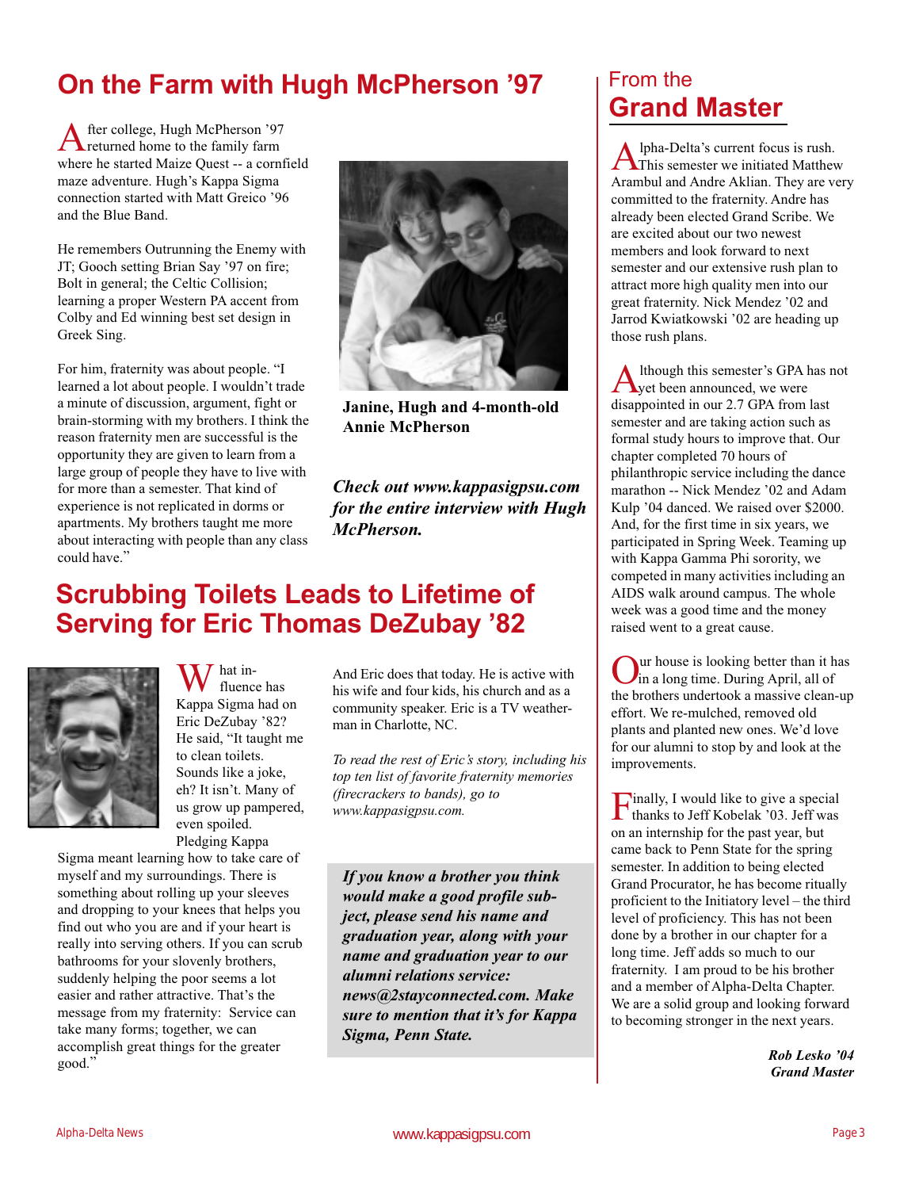## On the Farm with Hugh McPherson '97

After college, Hugh McPherson '97 returned home to the family farm where he started Maize Quest -- a cornfield maze adventure. Hugh's Kappa Sigma connection started with Matt Greico '96 and the Blue Band.

He remembers Outrunning the Enemy with JT; Gooch setting Brian Say '97 on fire; Bolt in general; the Celtic Collision; learning a proper Western PA accent from Colby and Ed winning best set design in Greek Sing.

For him, fraternity was about people. "I learned a lot about people. I wouldn't trade a minute of discussion, argument, fight or brain-storming with my brothers. I think the reason fraternity men are successful is the opportunity they are given to learn from a large group of people they have to live with for more than a semester. That kind of experience is not replicated in dorms or apartments. My brothers taught me more about interacting with people than any class could have."

**Janine, Hugh and 4-month-old Annie McPherson**

***Check out www.kappasigpsu.com for the entire interview with Hugh McPherson.***

## Scrubbing Toilets Leads to Lifetime of Serving for Eric Thomas DeZubay '82

What influence has Kappa Sigma had on Eric DeZubay '82? He said, "It taught me to clean toilets. Sounds like a joke, eh? It isn't. Many of us grow up pampered, even spoiled. Pledging Kappa Sigma meant learning how to take care of myself and my surroundings. There is something about rolling up your sleeves and dropping to your knees that helps you find out who you are and if your heart is really into serving others. If you can scrub bathrooms for your slovenly brothers, suddenly helping the poor seems a lot easier and rather attractive. That's the message from my fraternity: Service can take many forms; together, we can accomplish great things for the greater good."

And Eric does that today. He is active with his wife and four kids, his church and as a community speaker. Eric is a TV weatherman in Charlotte, NC.

*To read the rest of Eric's story, including his top ten list of favorite fraternity memories (firecrackers to bands), go to www.kappasigpsu.com.*

***If you know a brother you think would make a good profile subject, please send his name and graduation year, along with your name and graduation year to our alumni relations service: news@2stayconnected.com. Make sure to mention that it's for Kappa Sigma, Penn State.***

## From the Grand Master

Alpha-Delta's current focus is rush. This semester we initiated Matthew Arambul and Andre Aklian. They are very committed to the fraternity. Andre has already been elected Grand Scribe. We are excited about our two newest members and look forward to next semester and our extensive rush plan to attract more high quality men into our great fraternity. Nick Mendez '02 and Jarrod Kwiatkowski '02 are heading up those rush plans.

Although this semester's GPA has not yet been announced, we were disappointed in our 2.7 GPA from last semester and are taking action such as formal study hours to improve that. Our chapter completed 70 hours of philanthropic service including the dance marathon -- Nick Mendez '02 and Adam Kulp '04 danced. We raised over $2000. And, for the first time in six years, we participated in Spring Week. Teaming up with Kappa Gamma Phi sorority, we competed in many activities including an AIDS walk around campus. The whole week was a good time and the money raised went to a great cause.

Our house is looking better than it has in a long time. During April, all of the brothers undertook a massive clean-up effort. We re-mulched, removed old plants and planted new ones. We'd love for our alumni to stop by and look at the improvements.

Finally, I would like to give a special thanks to Jeff Kobelak '03. Jeff was on an internship for the past year, but came back to Penn State for the spring semester. In addition to being elected Grand Procurator, he has become ritually proficient to the Initiatory level – the third level of proficiency. This has not been done by a brother in our chapter for a long time. Jeff adds so much to our fraternity. I am proud to be his brother and a member of Alpha-Delta Chapter. We are a solid group and looking forward to becoming stronger in the next years.

***Rob Lesko '04***
***Grand Master***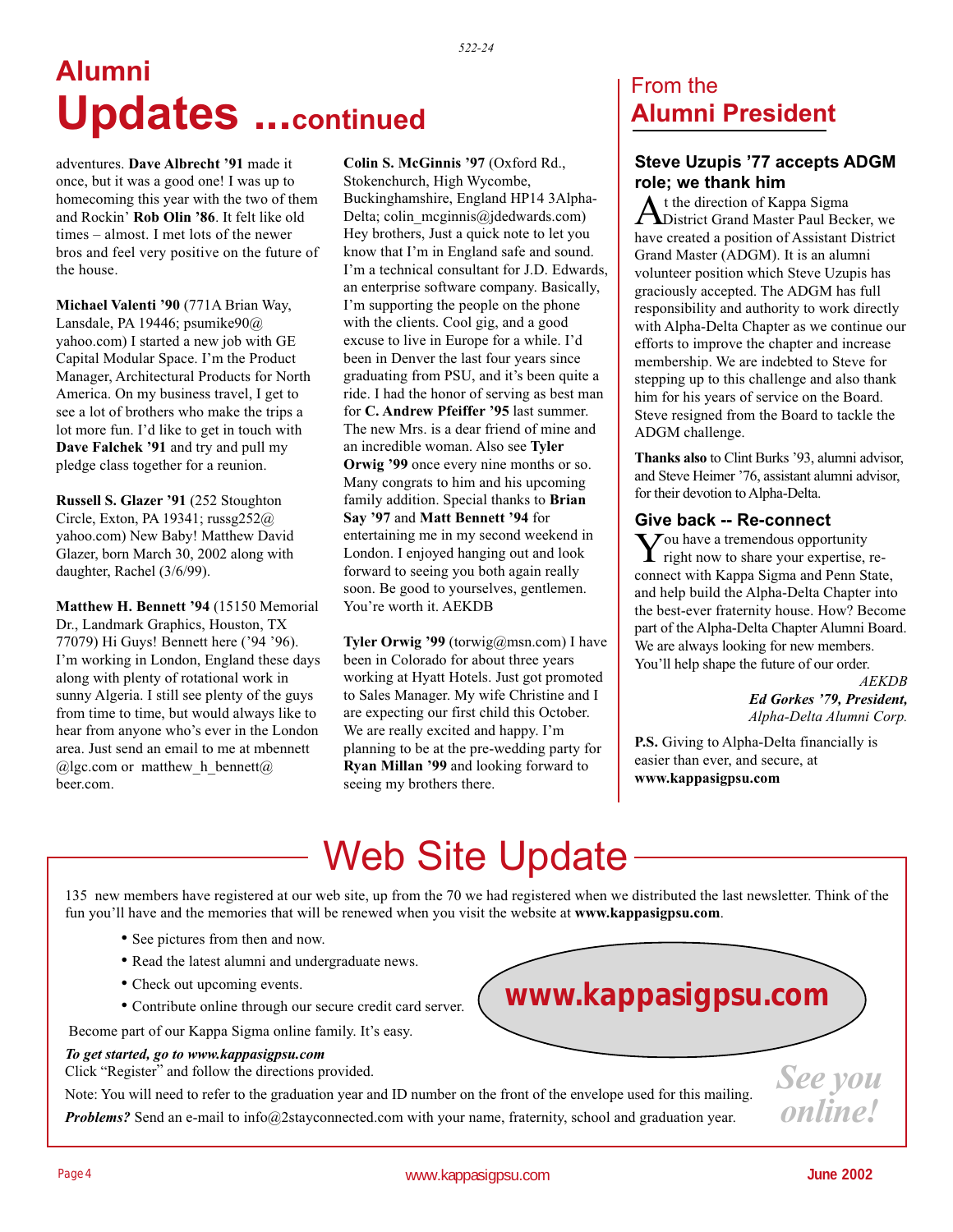# Alumni Updates ...continued

adventures. **Dave Albrecht '91** made it once, but it was a good one! I was up to homecoming this year with the two of them and Rockin' **Rob Olin '86**. It felt like old times – almost. I met lots of the newer bros and feel very positive on the future of the house.

**Michael Valenti '90** (771A Brian Way, Lansdale, PA 19446; psumike90@yahoo.com) I started a new job with GE Capital Modular Space. I'm the Product Manager, Architectural Products for North America. On my business travel, I get to see a lot of brothers who make the trips a lot more fun. I'd like to get in touch with **Dave Falchek '91** and try and pull my pledge class together for a reunion.

**Russell S. Glazer '91** (252 Stoughton Circle, Exton, PA 19341; russg252@yahoo.com) New Baby! Matthew David Glazer, born March 30, 2002 along with daughter, Rachel (3/6/99).

**Matthew H. Bennett '94** (15150 Memorial Dr., Landmark Graphics, Houston, TX 77079) Hi Guys! Bennett here ('94 '96). I'm working in London, England these days along with plenty of rotational work in sunny Algeria. I still see plenty of the guys from time to time, but would always like to hear from anyone who's ever in the London area. Just send an email to me at mbennett@lgc.com or matthew_h_bennett@beer.com.

**Colin S. McGinnis '97** (Oxford Rd., Stokenchurch, High Wycombe, Buckinghamshire, England HP14 3Alpha-Delta; colin_mcginnis@jdedwards.com) Hey brothers, Just a quick note to let you know that I'm in England safe and sound. I'm a technical consultant for J.D. Edwards, an enterprise software company. Basically, I'm supporting the people on the phone with the clients. Cool gig, and a good excuse to live in Europe for a while. I'd been in Denver the last four years since graduating from PSU, and it's been quite a ride. I had the honor of serving as best man for **C. Andrew Pfeiffer '95** last summer. The new Mrs. is a dear friend of mine and an incredible woman. Also see **Tyler Orwig '99** once every nine months or so. Many congrats to him and his upcoming family addition. Special thanks to **Brian Say '97** and **Matt Bennett '94** for entertaining me in my second weekend in London. I enjoyed hanging out and look forward to seeing you both again really soon. Be good to yourselves, gentlemen. You're worth it. AEKDB

**Tyler Orwig '99** (torwig@msn.com) I have been in Colorado for about three years working at Hyatt Hotels. Just got promoted to Sales Manager. My wife Christine and I are expecting our first child this October. We are really excited and happy. I'm planning to be at the pre-wedding party for **Ryan Millan '99** and looking forward to seeing my brothers there.

## From the Alumni President

### Steve Uzupis '77 accepts ADGM role; we thank him

At the direction of Kappa Sigma District Grand Master Paul Becker, we have created a position of Assistant District Grand Master (ADGM). It is an alumni volunteer position which Steve Uzupis has graciously accepted. The ADGM has full responsibility and authority to work directly with Alpha-Delta Chapter as we continue our efforts to improve the chapter and increase membership. We are indebted to Steve for stepping up to this challenge and also thank him for his years of service on the Board. Steve resigned from the Board to tackle the ADGM challenge.

**Thanks also** to Clint Burks '93, alumni advisor, and Steve Heimer '76, assistant alumni advisor, for their devotion to Alpha-Delta.

### Give back -- Re-connect

You have a tremendous opportunity right now to share your expertise, re-connect with Kappa Sigma and Penn State, and help build the Alpha-Delta Chapter into the best-ever fraternity house. How? Become part of the Alpha-Delta Chapter Alumni Board. We are always looking for new members. You'll help shape the future of our order.

*AEKDB*
***Ed Gorkes '79, President,***
*Alpha-Delta Alumni Corp.*

**P.S.** Giving to Alpha-Delta financially is easier than ever, and secure, at **www.kappasigpsu.com**

## Web Site Update

135 new members have registered at our web site, up from the 70 we had registered when we distributed the last newsletter. Think of the fun you'll have and the memories that will be renewed when you visit the website at **www.kappasigpsu.com**.

- See pictures from then and now.
- Read the latest alumni and undergraduate news.
- Check out upcoming events.
- Contribute online through our secure credit card server.

**www.kappasigpsu.com**

Become part of our Kappa Sigma online family. It's easy.

***To get started, go to www.kappasigpsu.com***
Click "Register" and follow the directions provided.

Note: You will need to refer to the graduation year and ID number on the front of the envelope used for this mailing.

***Problems?*** Send an e-mail to info@2stayconnected.com with your name, fraternity, school and graduation year.

*See you online!*